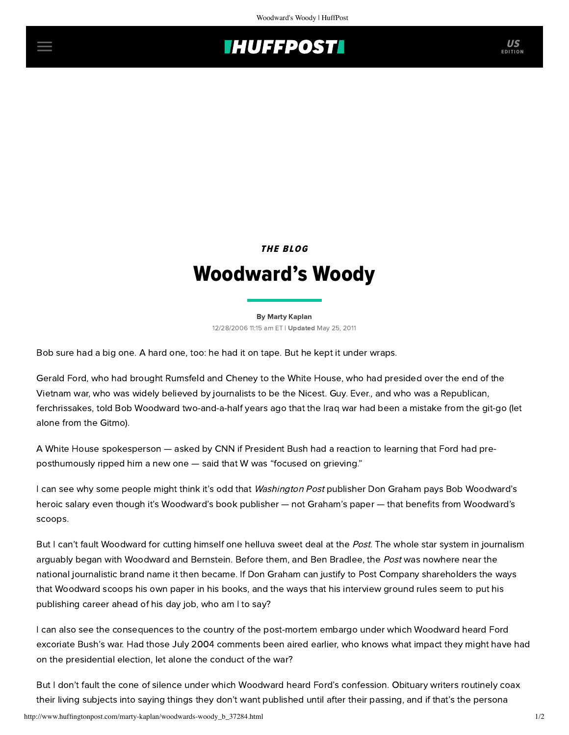*THE BLOG*

# Woodward's Woody

By Marty Kaplan

12/28/2006 11:15 am ET | **Updated** May 25, 2011

Bob sure had a big one. A hard one, too: he had it on tape. But he kept it under wraps.

Gerald Ford, who had brought Rumsfeld and Cheney to the White House, who had presided over the end of the Vietnam war, who was widely believed by journalists to be the Nicest. Guy. Ever., and who was a Republican, ferchrissakes, told Bob Woodward two-and-a-half years ago that the Iraq war had been a mistake from the git-go (let alone from the Gitmo).

A White House spokesperson — asked by CNN if President Bush had a reaction to learning that Ford had pre-posthumously ripped him a new one — said that W was "focused on grieving."

I can see why some people might think it's odd that *Washington Post* publisher Don Graham pays Bob Woodward's heroic salary even though it's Woodward's book publisher — not Graham's paper — that benefits from Woodward's scoops.

But I can't fault Woodward for cutting himself one helluva sweet deal at the *Post*. The whole star system in journalism arguably began with Woodward and Bernstein. Before them, and Ben Bradlee, the *Post* was nowhere near the national journalistic brand name it then became. If Don Graham can justify to Post Company shareholders the ways that Woodward scoops his own paper in his books, and the ways that his interview ground rules seem to put his publishing career ahead of his day job, who am I to say?

I can also see the consequences to the country of the post-mortem embargo under which Woodward heard Ford excoriate Bush's war. Had those July 2004 comments been aired earlier, who knows what impact they might have had on the presidential election, let alone the conduct of the war?

But I don't fault the cone of silence under which Woodward heard Ford's confession. Obituary writers routinely coax their living subjects into saying things they don't want published until after their passing, and if that's the persona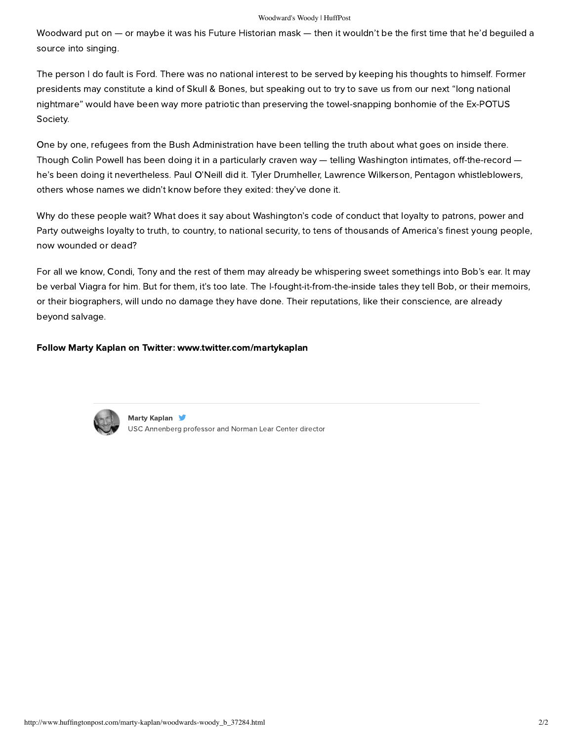Woodward put on — or maybe it was his Future Historian mask — then it wouldn't be the first time that he'd beguiled a source into singing.

The person I do fault is Ford. There was no national interest to be served by keeping his thoughts to himself. Former presidents may constitute a kind of Skull & Bones, but speaking out to try to save us from our next "long national nightmare" would have been way more patriotic than preserving the towel-snapping bonhomie of the Ex-POTUS Society.

One by one, refugees from the Bush Administration have been telling the truth about what goes on inside there. Though Colin Powell has been doing it in a particularly craven way — telling Washington intimates, off-the-record — he's been doing it nevertheless. Paul O'Neill did it. Tyler Drumheller, Lawrence Wilkerson, Pentagon whistleblowers, others whose names we didn't know before they exited: they've done it.

Why do these people wait? What does it say about Washington's code of conduct that loyalty to patrons, power and Party outweighs loyalty to truth, to country, to national security, to tens of thousands of America's finest young people, now wounded or dead?

For all we know, Condi, Tony and the rest of them may already be whispering sweet somethings into Bob's ear. It may be verbal Viagra for him. But for them, it's too late. The I-fought-it-from-the-inside tales they tell Bob, or their memoirs, or their biographers, will undo no damage they have done. Their reputations, like their conscience, are already beyond salvage.

**Follow Marty Kaplan on Twitter: www.twitter.com/martykaplan**

**Marty Kaplan**
USC Annenberg professor and Norman Lear Center director